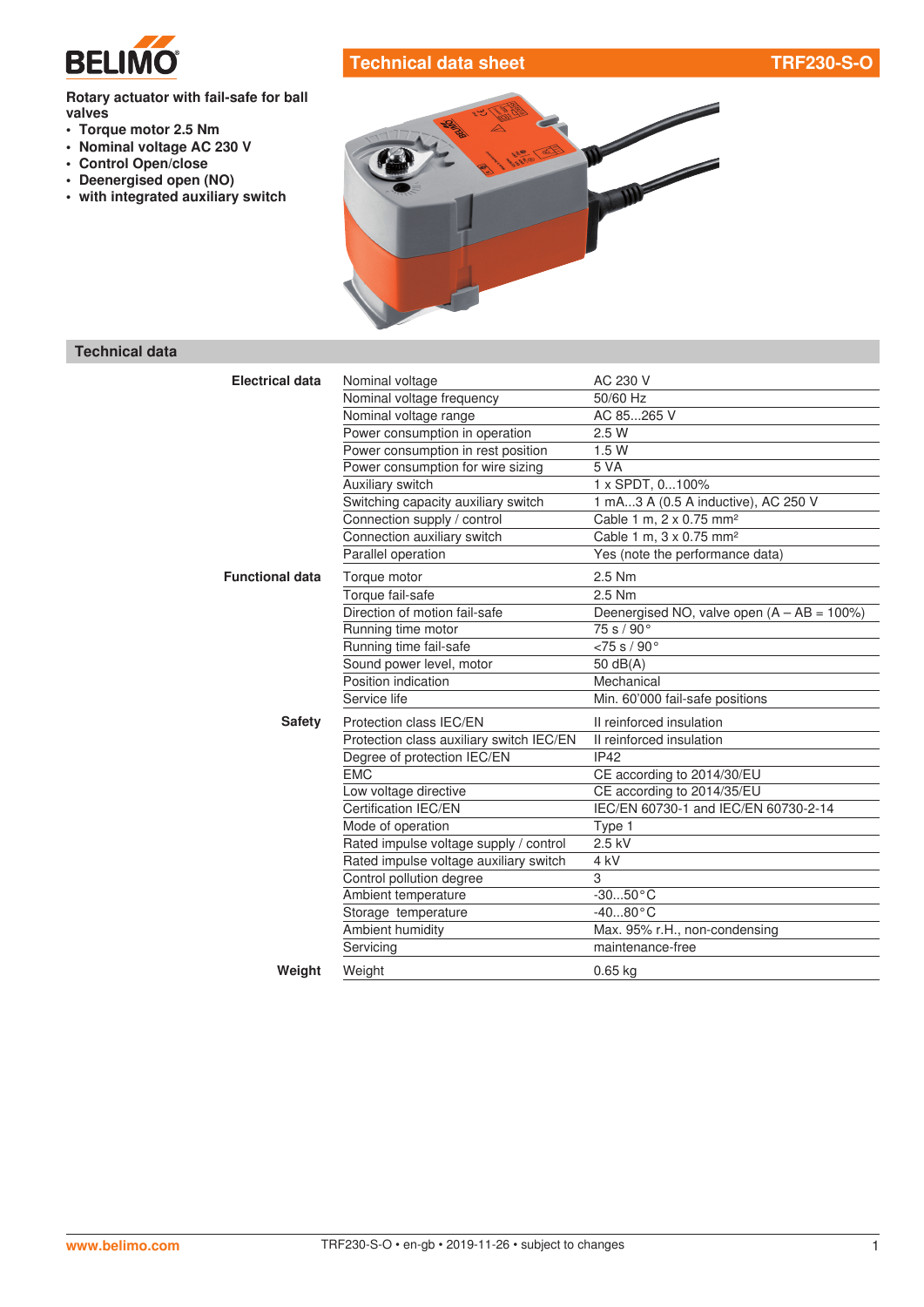# Technical data sheet TRF230-S-O

**Rotary actuator with fail-safe for ball valves**

- **Torque motor 2.5 Nm**
- **Nominal voltage AC 230 V**
- **Control Open/close**
- **Deenergised open (NO)**
- **with integrated auxiliary switch**

## Technical data

| | | |
|---|---|---|
| **Electrical data** | Nominal voltage | AC 230 V |
| | Nominal voltage frequency | 50/60 Hz |
| | Nominal voltage range | AC 85...265 V |
| | Power consumption in operation | 2.5 W |
| | Power consumption in rest position | 1.5 W |
| | Power consumption for wire sizing | 5 VA |
| | Auxiliary switch | 1 x SPDT, 0...100% |
| | Switching capacity auxiliary switch | 1 mA...3 A (0.5 A inductive), AC 250 V |
| | Connection supply / control | Cable 1 m, 2 x 0.75 mm² |
| | Connection auxiliary switch | Cable 1 m, 3 x 0.75 mm² |
| | Parallel operation | Yes (note the performance data) |
| **Functional data** | Torque motor | 2.5 Nm |
| | Torque fail-safe | 2.5 Nm |
| | Direction of motion fail-safe | Deenergised NO, valve open (A – AB = 100%) |
| | Running time motor | 75 s / 90° |
| | Running time fail-safe | <75 s / 90° |
| | Sound power level, motor | 50 dB(A) |
| | Position indication | Mechanical |
| | Service life | Min. 60'000 fail-safe positions |
| **Safety** | Protection class IEC/EN | II reinforced insulation |
| | Protection class auxiliary switch IEC/EN | II reinforced insulation |
| | Degree of protection IEC/EN | IP42 |
| | EMC | CE according to 2014/30/EU |
| | Low voltage directive | CE according to 2014/35/EU |
| | Certification IEC/EN | IEC/EN 60730-1 and IEC/EN 60730-2-14 |
| | Mode of operation | Type 1 |
| | Rated impulse voltage supply / control | 2.5 kV |
| | Rated impulse voltage auxiliary switch | 4 kV |
| | Control pollution degree | 3 |
| | Ambient temperature | -30...50°C |
| | Storage temperature | -40...80°C |
| | Ambient humidity | Max. 95% r.H., non-condensing |
| | Servicing | maintenance-free |
| **Weight** | Weight | 0.65 kg |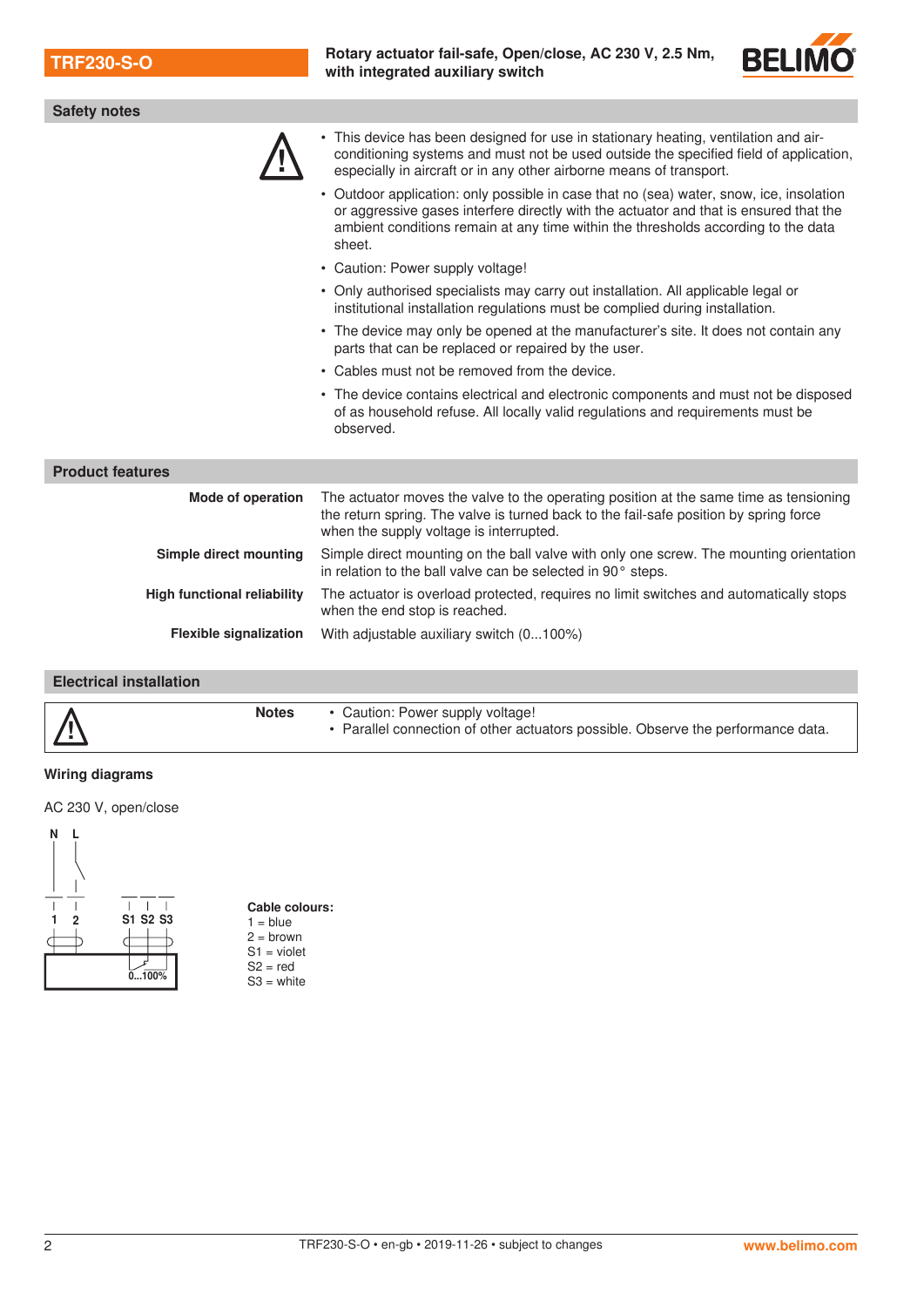## Safety notes

- This device has been designed for use in stationary heating, ventilation and air-conditioning systems and must not be used outside the specified field of application, especially in aircraft or in any other airborne means of transport.
- Outdoor application: only possible in case that no (sea) water, snow, ice, insolation or aggressive gases interfere directly with the actuator and that is ensured that the ambient conditions remain at any time within the thresholds according to the data sheet.
- Caution: Power supply voltage!
- Only authorised specialists may carry out installation. All applicable legal or institutional installation regulations must be complied during installation.
- The device may only be opened at the manufacturer's site. It does not contain any parts that can be replaced or repaired by the user.
- Cables must not be removed from the device.
- The device contains electrical and electronic components and must not be disposed of as household refuse. All locally valid regulations and requirements must be observed.

## Product features

**Mode of operation**
The actuator moves the valve to the operating position at the same time as tensioning the return spring. The valve is turned back to the fail-safe position by spring force when the supply voltage is interrupted.

**Simple direct mounting**
Simple direct mounting on the ball valve with only one screw. The mounting orientation in relation to the ball valve can be selected in 90° steps.

**High functional reliability**
The actuator is overload protected, requires no limit switches and automatically stops when the end stop is reached.

**Flexible signalization**
With adjustable auxiliary switch (0...100%)

## Electrical installation

**Notes**

- Caution: Power supply voltage!
- Parallel connection of other actuators possible. Observe the performance data.

### Wiring diagrams

AC 230 V, open/close

N L

1 2 S1 S2 S3

0...100%

**Cable colours:**
1 = blue
2 = brown
S1 = violet
S2 = red
S3 = white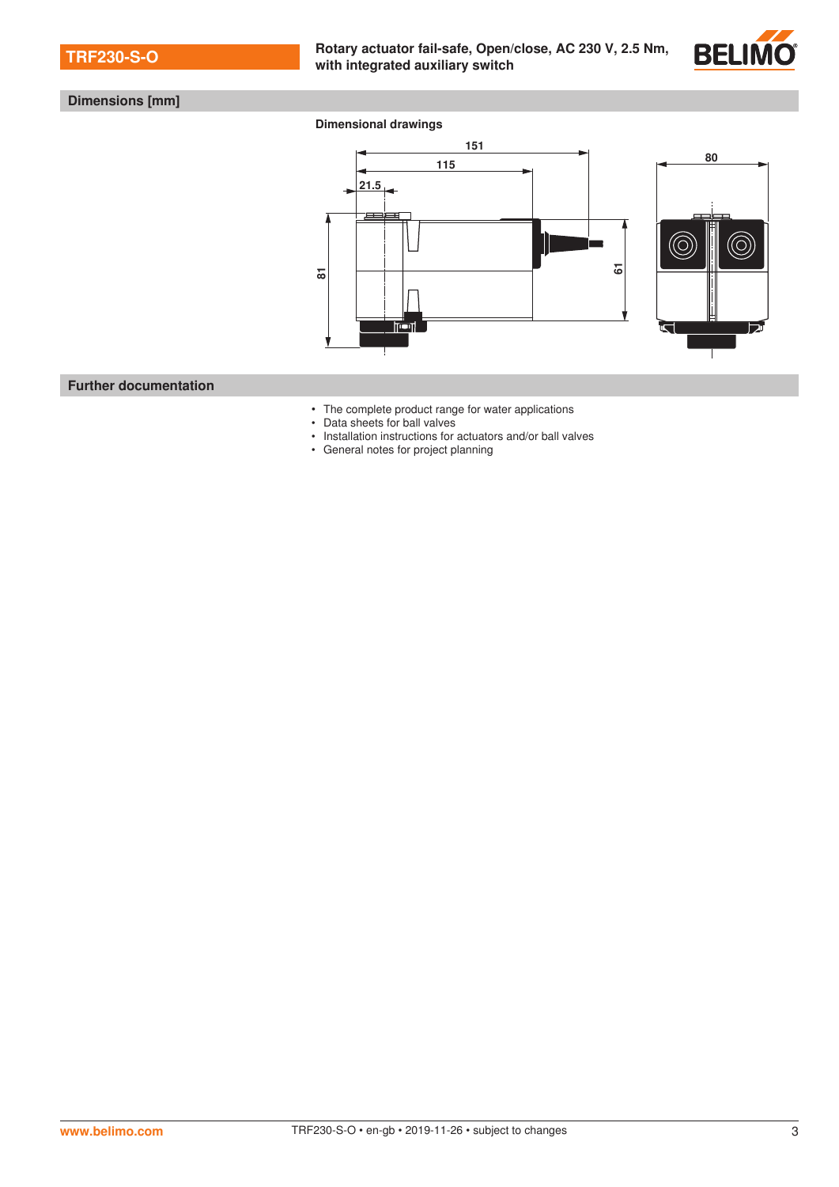TRF230-S-O

Rotary actuator fail-safe, Open/close, AC 230 V, 2.5 Nm, with integrated auxiliary switch

## Dimensions [mm]

### Dimensional drawings

151
115
21.5
81
61
80

## Further documentation

- The complete product range for water applications
- Data sheets for ball valves
- Installation instructions for actuators and/or ball valves
- General notes for project planning